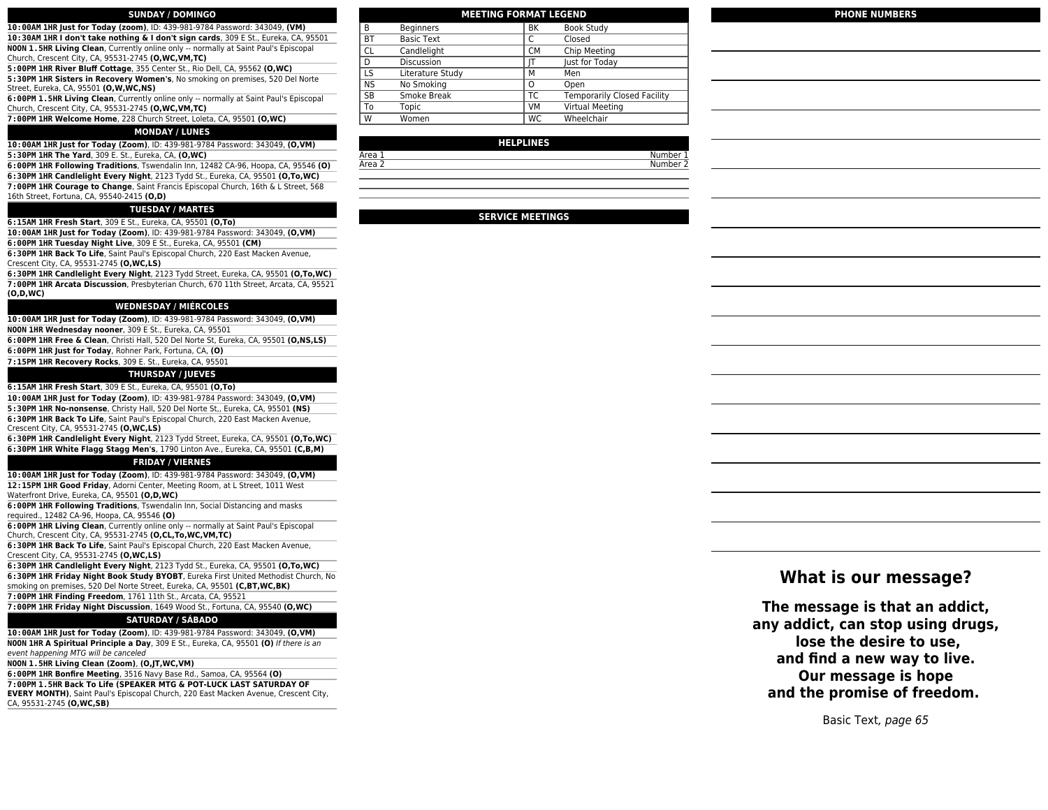## SUNDAY / DOMINGO

**10:00AM 1HR Just for Today (zoom)**, ID: 439-981-9784 Password: 343049, **(VM)**

**10:30AM 1HR I don't take nothing & I don't sign cards**, 309 E St., Eureka, CA, 95501

**NOON 1.5HR Living Clean**, Currently online only -- normally at Saint Paul's Episcopal Church, Crescent City, CA, 95531-2745 **(O,WC,VM,TC)**

**5:00PM 1HR River Bluff Cottage**, 355 Center St., Rio Dell, CA, 95562 **(O,WC)**

**5:30PM 1HR Sisters in Recovery Women's**, No smoking on premises, 520 Del Norte Street, Eureka, CA, 95501 **(O,W,WC,NS)**

**6:00PM 1.5HR Living Clean**, Currently online only -- normally at Saint Paul's Episcopal Church, Crescent City, CA, 95531-2745 **(O,WC,VM,TC)**

**7:00PM 1HR Welcome Home**, 228 Church Street, Loleta, CA, 95501 **(O,WC)**

## MONDAY / LUNES

**10:00AM 1HR Just for Today (Zoom)**, ID: 439-981-9784 Password: 343049, **(O,VM)**

**5:30PM 1HR The Yard**, 309 E. St., Eureka, CA, **(O,WC)**

**6:00PM 1HR Following Traditions**, Tswendalin Inn, 12482 CA-96, Hoopa, CA, 95546 **(O)**

**6:30PM 1HR Candlelight Every Night**, 2123 Tydd St., Eureka, CA, 95501 **(O,To,WC)**

**7:00PM 1HR Courage to Change**, Saint Francis Episcopal Church, 16th & L Street, 568 16th Street, Fortuna, CA, 95540-2415 **(O,D)**

## TUESDAY / MARTES

**6:15AM 1HR Fresh Start**, 309 E St., Eureka, CA, 95501 **(O,To)**

**10:00AM 1HR Just for Today (Zoom)**, ID: 439-981-9784 Password: 343049, **(O,VM)**

**6:00PM 1HR Tuesday Night Live**, 309 E St., Eureka, CA, 95501 **(CM)**

**6:30PM 1HR Back To Life**, Saint Paul's Episcopal Church, 220 East Macken Avenue, Crescent City, CA, 95531-2745 **(O,WC,LS)**

**6:30PM 1HR Candlelight Every Night**, 2123 Tydd Street, Eureka, CA, 95501 **(O,To,WC)**

**7:00PM 1HR Arcata Discussion**, Presbyterian Church, 670 11th Street, Arcata, CA, 95521 **(O,D,WC)**

## WEDNESDAY / MIÉRCOLES

**10:00AM 1HR Just for Today (Zoom)**, ID: 439-981-9784 Password: 343049, **(O,VM)**

**NOON 1HR Wednesday nooner**, 309 E St., Eureka, CA, 95501

**6:00PM 1HR Free & Clean**, Christi Hall, 520 Del Norte St, Eureka, CA, 95501 **(O,NS,LS)**

**6:00PM 1HR Just for Today**, Rohner Park, Fortuna, CA, **(O)**

**7:15PM 1HR Recovery Rocks**, 309 E. St., Eureka, CA, 95501

## THURSDAY / JUEVES

**6:15AM 1HR Fresh Start**, 309 E St., Eureka, CA, 95501 **(O,To)**

**10:00AM 1HR Just for Today (Zoom)**, ID: 439-981-9784 Password: 343049, **(O,VM)**

**5:30PM 1HR No-nonsense**, Christy Hall, 520 Del Norte St,, Eureka, CA, 95501 **(NS)**

**6:30PM 1HR Back To Life**, Saint Paul's Episcopal Church, 220 East Macken Avenue, Crescent City, CA, 95531-2745 **(O,WC,LS)**

**6:30PM 1HR Candlelight Every Night**, 2123 Tydd Street, Eureka, CA, 95501 **(O,To,WC)**

**6:30PM 1HR White Flagg Stagg Men's**, 1790 Linton Ave., Eureka, CA, 95501 **(C,B,M)**

## FRIDAY / VIERNES

**10:00AM 1HR Just for Today (Zoom)**, ID: 439-981-9784 Password: 343049, **(O,VM)**

**12:15PM 1HR Good Friday**, Adorni Center, Meeting Room, at L Street, 1011 West Waterfront Drive, Eureka, CA, 95501 **(O,D,WC)**

**6:00PM 1HR Following Traditions**, Tswendalin Inn, Social Distancing and masks required., 12482 CA-96, Hoopa, CA, 95546 **(O)**

**6:00PM 1HR Living Clean**, Currently online only -- normally at Saint Paul's Episcopal Church, Crescent City, CA, 95531-2745 **(O,CL,To,WC,VM,TC)**

**6:30PM 1HR Back To Life**, Saint Paul's Episcopal Church, 220 East Macken Avenue, Crescent City, CA, 95531-2745 **(O,WC,LS)**

**6:30PM 1HR Candlelight Every Night**, 2123 Tydd St., Eureka, CA, 95501 **(O,To,WC)**

**6:30PM 1HR Friday Night Book Study BYOBT**, Eureka First United Methodist Church, No smoking on premises, 520 Del Norte Street, Eureka, CA, 95501 **(C,BT,WC,BK)**

**7:00PM 1HR Finding Freedom**, 1761 11th St., Arcata, CA, 95521

**7:00PM 1HR Friday Night Discussion**, 1649 Wood St., Fortuna, CA, 95540 **(O,WC)**

## SATURDAY / SÁBADO

**10:00AM 1HR Just for Today (Zoom)**, ID: 439-981-9784 Password: 343049, **(O,VM)**

**NOON 1HR A Spiritual Principle a Day**, 309 E St., Eureka, CA, 95501 **(O)** *If there is an event happening MTG will be canceled*

**NOON 1.5HR Living Clean (Zoom)**, **(O,JT,WC,VM)**

**6:00PM 1HR Bonfire Meeting**, 3516 Navy Base Rd., Samoa, CA, 95564 **(O)**

**7:00PM 1.5HR Back To Life (SPEAKER MTG & POT-LUCK LAST SATURDAY OF EVERY MONTH)**, Saint Paul's Episcopal Church, 220 East Macken Avenue, Crescent City, CA, 95531-2745 **(O,WC,SB)**

## MEETING FORMAT LEGEND

| | | | |
|---|---|---|---|
| B | Beginners | BK | Book Study |
| BT | Basic Text | C | Closed |
| CL | Candlelight | CM | Chip Meeting |
| D | Discussion | JT | Just for Today |
| LS | Literature Study | M | Men |
| NS | No Smoking | O | Open |
| SB | Smoke Break | TC | Temporarily Closed Facility |
| To | Topic | VM | Virtual Meeting |
| W | Women | WC | Wheelchair |

## HELPLINES

| | |
|---|---|
| Area 1 | Number 1 |
| Area 2 | Number 2 |

## SERVICE MEETINGS

## PHONE NUMBERS

# What is our message?

**The message is that an addict, any addict, can stop using drugs, lose the desire to use, and find a new way to live. Our message is hope and the promise of freedom.**

Basic Text, *page 65*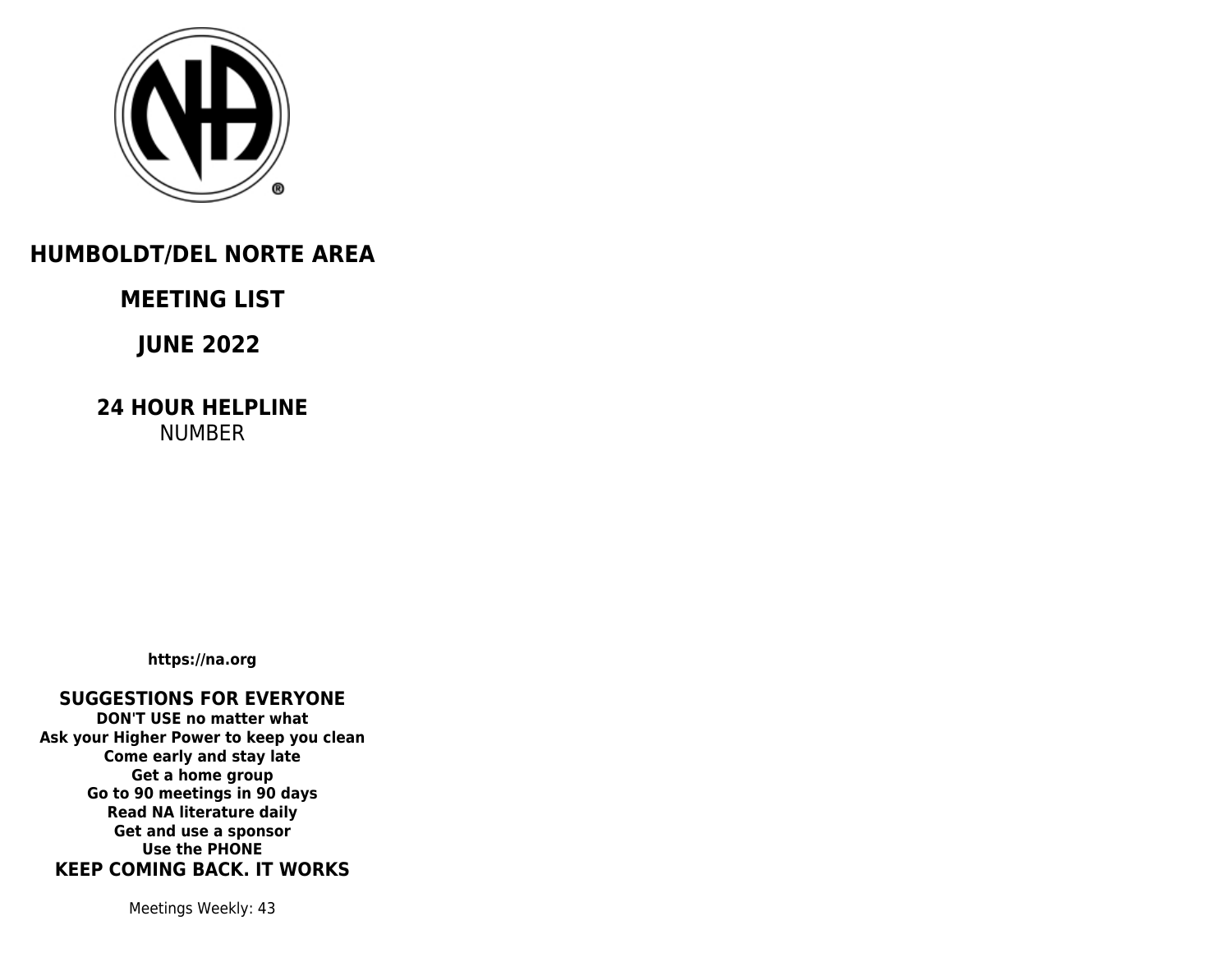# HUMBOLDT/DEL NORTE AREA

# MEETING LIST

# JUNE 2022

**24 HOUR HELPLINE**
NUMBER

**https://na.org**

**SUGGESTIONS FOR EVERYONE**
**DON'T USE no matter what**
**Ask your Higher Power to keep you clean**
**Come early and stay late**
**Get a home group**
**Go to 90 meetings in 90 days**
**Read NA literature daily**
**Get and use a sponsor**
**Use the PHONE**
**KEEP COMING BACK. IT WORKS**

Meetings Weekly: 43